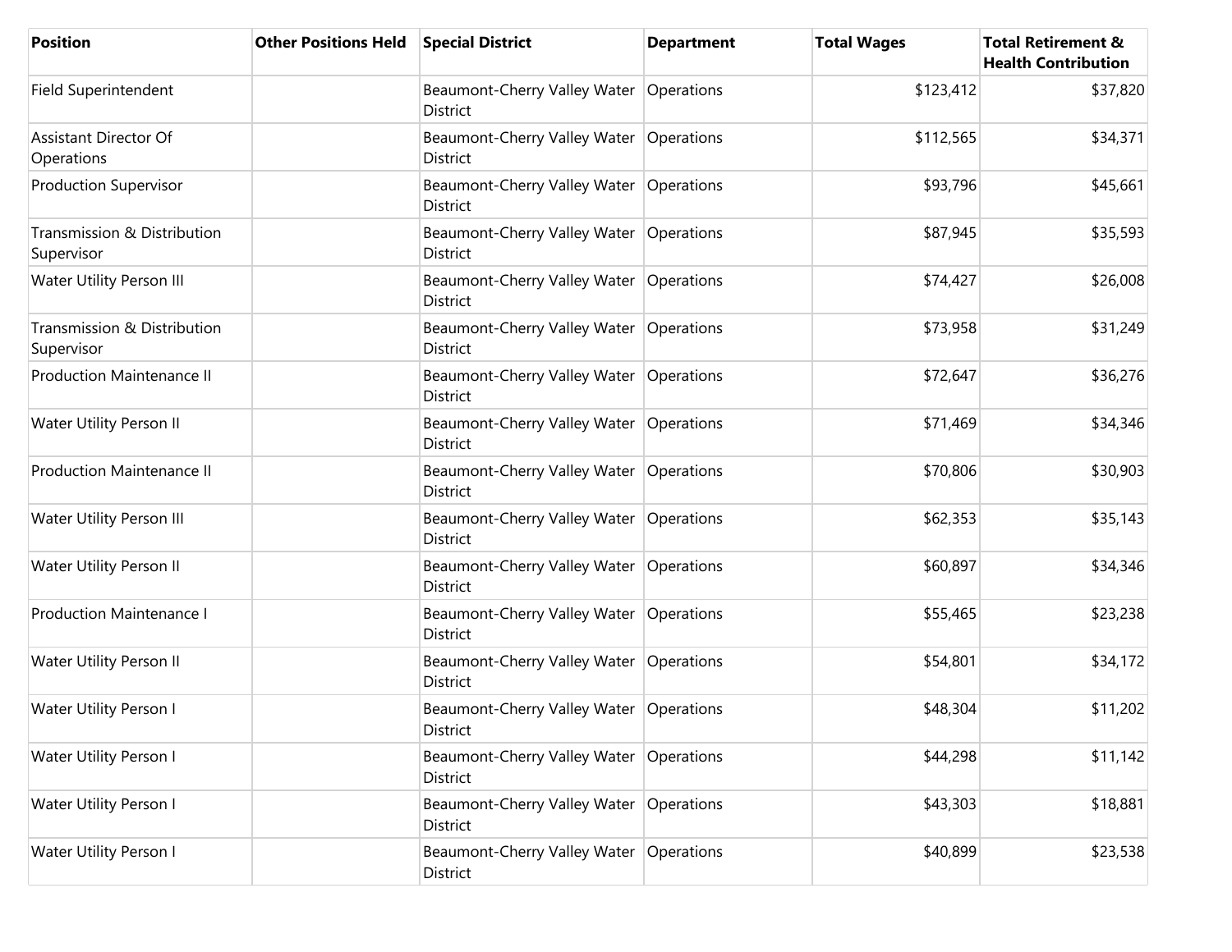| Position | Other Positions Held | Special District | Department | Total Wages | Total Retirement & Health Contribution |
|---|---|---|---|---|---|
| Field Superintendent | | Beaumont-Cherry Valley Water District | Operations | $123,412 | $37,820 |
| Assistant Director Of Operations | | Beaumont-Cherry Valley Water District | Operations | $112,565 | $34,371 |
| Production Supervisor | | Beaumont-Cherry Valley Water District | Operations | $93,796 | $45,661 |
| Transmission & Distribution Supervisor | | Beaumont-Cherry Valley Water District | Operations | $87,945 | $35,593 |
| Water Utility Person III | | Beaumont-Cherry Valley Water District | Operations | $74,427 | $26,008 |
| Transmission & Distribution Supervisor | | Beaumont-Cherry Valley Water District | Operations | $73,958 | $31,249 |
| Production Maintenance II | | Beaumont-Cherry Valley Water District | Operations | $72,647 | $36,276 |
| Water Utility Person II | | Beaumont-Cherry Valley Water District | Operations | $71,469 | $34,346 |
| Production Maintenance II | | Beaumont-Cherry Valley Water District | Operations | $70,806 | $30,903 |
| Water Utility Person III | | Beaumont-Cherry Valley Water District | Operations | $62,353 | $35,143 |
| Water Utility Person II | | Beaumont-Cherry Valley Water District | Operations | $60,897 | $34,346 |
| Production Maintenance I | | Beaumont-Cherry Valley Water District | Operations | $55,465 | $23,238 |
| Water Utility Person II | | Beaumont-Cherry Valley Water District | Operations | $54,801 | $34,172 |
| Water Utility Person I | | Beaumont-Cherry Valley Water District | Operations | $48,304 | $11,202 |
| Water Utility Person I | | Beaumont-Cherry Valley Water District | Operations | $44,298 | $11,142 |
| Water Utility Person I | | Beaumont-Cherry Valley Water District | Operations | $43,303 | $18,881 |
| Water Utility Person I | | Beaumont-Cherry Valley Water District | Operations | $40,899 | $23,538 |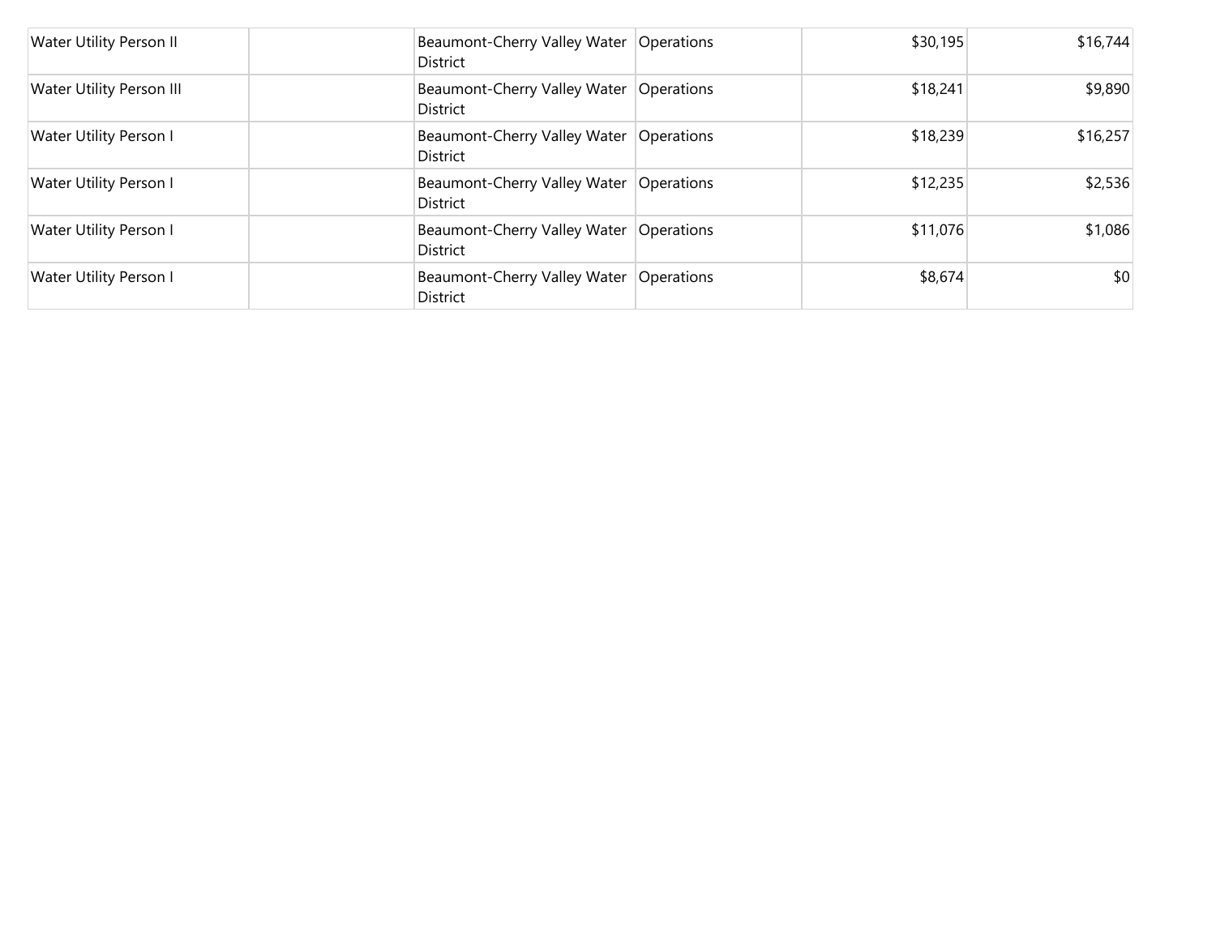| | | | | | |
|---|---|---|---|---|---|
| Water Utility Person II | | Beaumont-Cherry Valley Water District | Operations | $30,195 | $16,744 |
| Water Utility Person III | | Beaumont-Cherry Valley Water District | Operations | $18,241 | $9,890 |
| Water Utility Person I | | Beaumont-Cherry Valley Water District | Operations | $18,239 | $16,257 |
| Water Utility Person I | | Beaumont-Cherry Valley Water District | Operations | $12,235 | $2,536 |
| Water Utility Person I | | Beaumont-Cherry Valley Water District | Operations | $11,076 | $1,086 |
| Water Utility Person I | | Beaumont-Cherry Valley Water District | Operations | $8,674 | $0 |